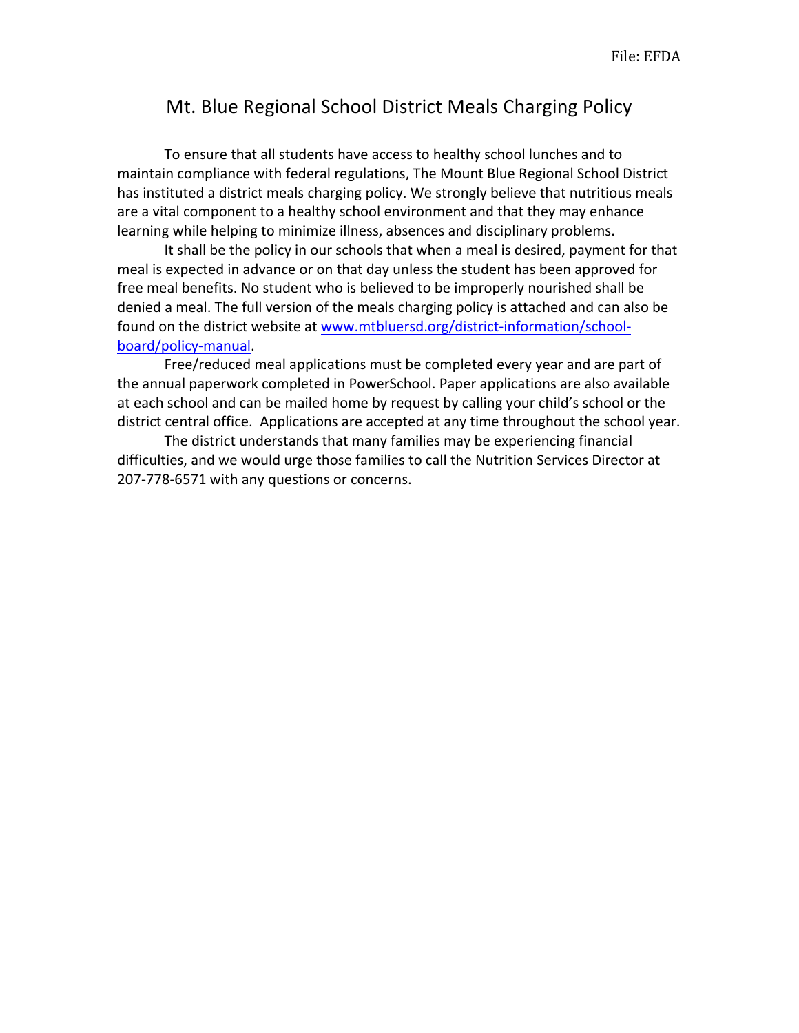File: EFDA

# Mt. Blue Regional School District Meals Charging Policy

To ensure that all students have access to healthy school lunches and to maintain compliance with federal regulations, The Mount Blue Regional School District has instituted a district meals charging policy. We strongly believe that nutritious meals are a vital component to a healthy school environment and that they may enhance learning while helping to minimize illness, absences and disciplinary problems.

It shall be the policy in our schools that when a meal is desired, payment for that meal is expected in advance or on that day unless the student has been approved for free meal benefits. No student who is believed to be improperly nourished shall be denied a meal. The full version of the meals charging policy is attached and can also be found on the district website at [www.mtbluersd.org/district-information/school-board/policy-manual](http://www.mtbluersd.org/district-information/school-board/policy-manual).

Free/reduced meal applications must be completed every year and are part of the annual paperwork completed in PowerSchool. Paper applications are also available at each school and can be mailed home by request by calling your child's school or the district central office. Applications are accepted at any time throughout the school year.

The district understands that many families may be experiencing financial difficulties, and we would urge those families to call the Nutrition Services Director at 207-778-6571 with any questions or concerns.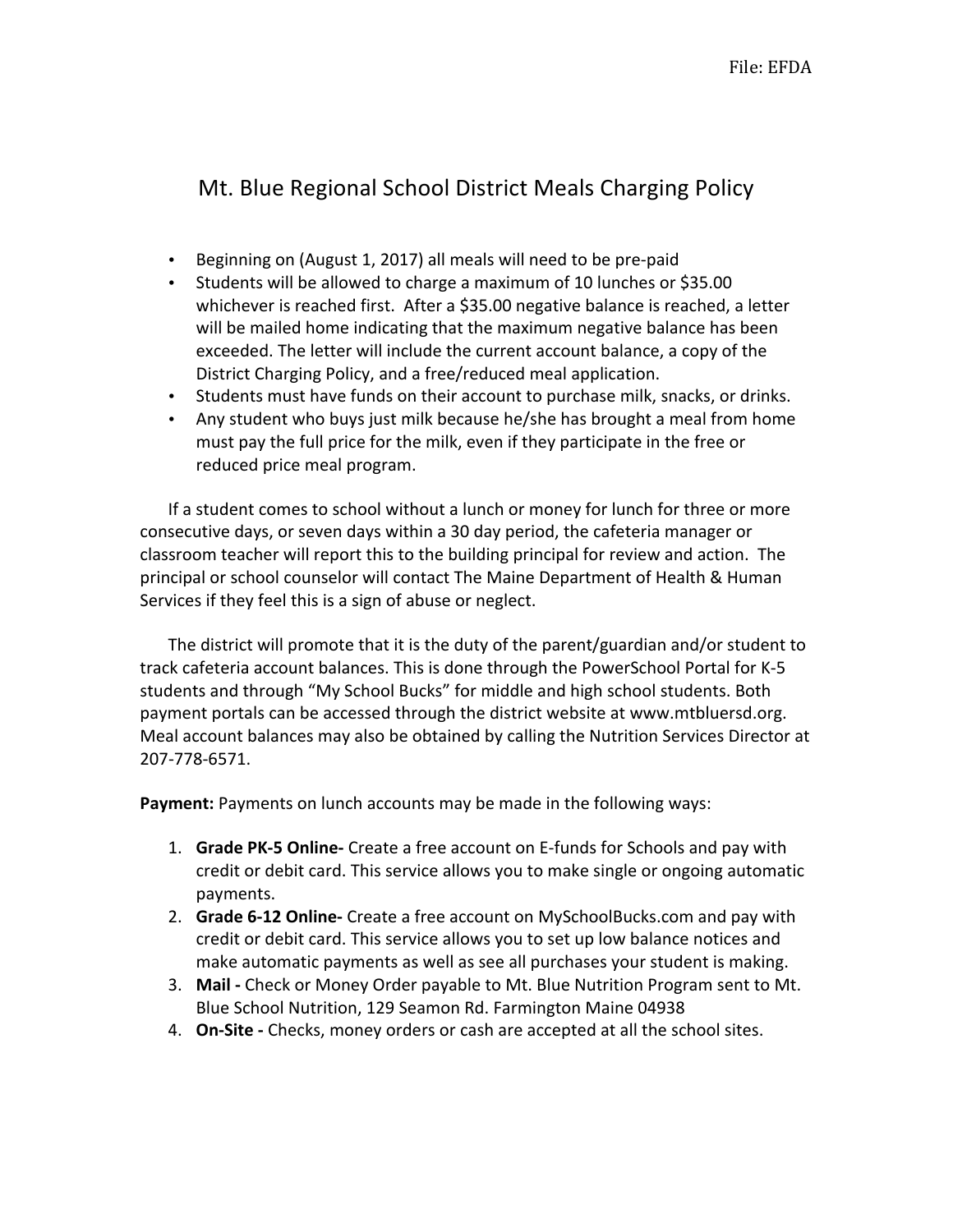File: EFDA

# Mt. Blue Regional School District Meals Charging Policy

- Beginning on (August 1, 2017) all meals will need to be pre-paid
- Students will be allowed to charge a maximum of 10 lunches or $35.00 whichever is reached first. After a $35.00 negative balance is reached, a letter will be mailed home indicating that the maximum negative balance has been exceeded. The letter will include the current account balance, a copy of the District Charging Policy, and a free/reduced meal application.
- Students must have funds on their account to purchase milk, snacks, or drinks.
- Any student who buys just milk because he/she has brought a meal from home must pay the full price for the milk, even if they participate in the free or reduced price meal program.

If a student comes to school without a lunch or money for lunch for three or more consecutive days, or seven days within a 30 day period, the cafeteria manager or classroom teacher will report this to the building principal for review and action. The principal or school counselor will contact The Maine Department of Health & Human Services if they feel this is a sign of abuse or neglect.

The district will promote that it is the duty of the parent/guardian and/or student to track cafeteria account balances. This is done through the PowerSchool Portal for K-5 students and through "My School Bucks" for middle and high school students. Both payment portals can be accessed through the district website at www.mtbluersd.org. Meal account balances may also be obtained by calling the Nutrition Services Director at 207-778-6571.

**Payment:** Payments on lunch accounts may be made in the following ways:

1. **Grade PK-5 Online-** Create a free account on E-funds for Schools and pay with credit or debit card. This service allows you to make single or ongoing automatic payments.
2. **Grade 6-12 Online-** Create a free account on MySchoolBucks.com and pay with credit or debit card. This service allows you to set up low balance notices and make automatic payments as well as see all purchases your student is making.
3. **Mail -** Check or Money Order payable to Mt. Blue Nutrition Program sent to Mt. Blue School Nutrition, 129 Seamon Rd. Farmington Maine 04938
4. **On-Site -** Checks, money orders or cash are accepted at all the school sites.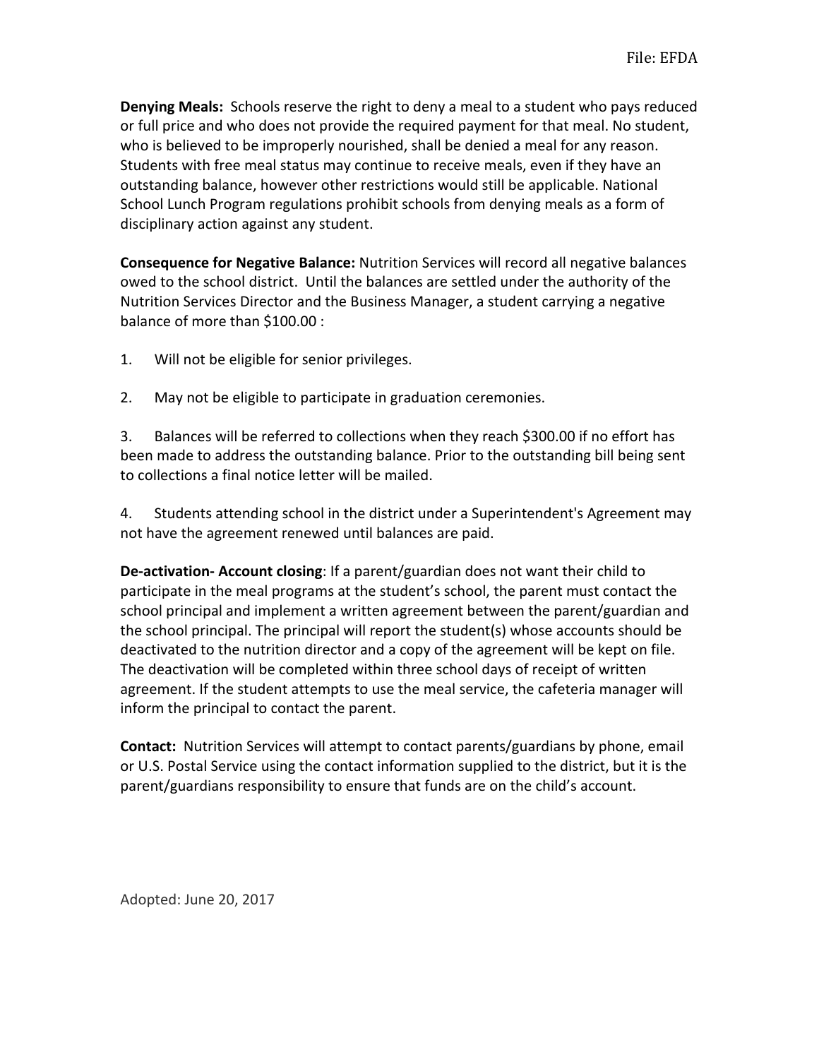**Denying Meals:** Schools reserve the right to deny a meal to a student who pays reduced or full price and who does not provide the required payment for that meal. No student, who is believed to be improperly nourished, shall be denied a meal for any reason. Students with free meal status may continue to receive meals, even if they have an outstanding balance, however other restrictions would still be applicable. National School Lunch Program regulations prohibit schools from denying meals as a form of disciplinary action against any student.

**Consequence for Negative Balance:** Nutrition Services will record all negative balances owed to the school district. Until the balances are settled under the authority of the Nutrition Services Director and the Business Manager, a student carrying a negative balance of more than $100.00 :

1. Will not be eligible for senior privileges.

2. May not be eligible to participate in graduation ceremonies.

3. Balances will be referred to collections when they reach $300.00 if no effort has been made to address the outstanding balance. Prior to the outstanding bill being sent to collections a final notice letter will be mailed.

4. Students attending school in the district under a Superintendent's Agreement may not have the agreement renewed until balances are paid.

**De-activation- Account closing**: If a parent/guardian does not want their child to participate in the meal programs at the student's school, the parent must contact the school principal and implement a written agreement between the parent/guardian and the school principal. The principal will report the student(s) whose accounts should be deactivated to the nutrition director and a copy of the agreement will be kept on file. The deactivation will be completed within three school days of receipt of written agreement. If the student attempts to use the meal service, the cafeteria manager will inform the principal to contact the parent.

**Contact:** Nutrition Services will attempt to contact parents/guardians by phone, email or U.S. Postal Service using the contact information supplied to the district, but it is the parent/guardians responsibility to ensure that funds are on the child's account.

Adopted: June 20, 2017